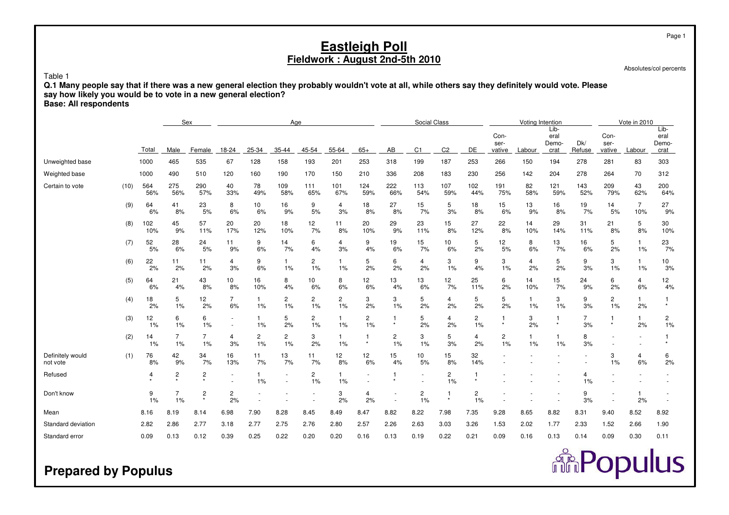# Eastleigh Poll

## Fieldwork : August 2nd-5th 2010

Absolutes/col percents

Table 1

**Q.1 Many people say that if there was a new general election they probably wouldn't vote at all, while others say they definitely would vote. Please say how likely you would be to vote in a new general election?**

**Base: All respondents**

| | | | Sex | | Age | | | | | | Social Class | | | | Voting Intention | | | | Vote in 2010 | | |
|---|---|---|---|---|---|---|---|---|---|---|---|---|---|---|---|---|---|---|---|---|---|
| | | Total | Male | Female | 18-24 | 25-34 | 35-44 | 45-54 | 55-64 | 65+ | AB | C1 | C2 | DE | Con-ser-vative | Labour | Lib-eral Demo-crat | Dk/ Refuse | Con-ser-vative | Labour | Lib-eral Demo-crat |
| Unweighted base | | 1000 | 465 | 535 | 67 | 128 | 158 | 193 | 201 | 253 | 318 | 199 | 187 | 253 | 266 | 150 | 194 | 278 | 281 | 83 | 303 |
| Weighted base | | 1000 | 490 | 510 | 120 | 160 | 190 | 170 | 150 | 210 | 336 | 208 | 183 | 230 | 256 | 142 | 204 | 278 | 264 | 70 | 312 |
| Certain to vote | (10) | 564 | 275 | 290 | 40 | 78 | 109 | 111 | 101 | 124 | 222 | 113 | 107 | 102 | 191 | 82 | 121 | 143 | 209 | 43 | 200 |
| | | 56% | 56% | 57% | 33% | 49% | 58% | 65% | 67% | 59% | 66% | 54% | 59% | 44% | 75% | 58% | 59% | 52% | 79% | 62% | 64% |
| | (9) | 64 | 41 | 23 | 8 | 10 | 16 | 9 | 4 | 18 | 27 | 15 | 5 | 18 | 15 | 13 | 16 | 19 | 14 | 7 | 27 |
| | | 6% | 8% | 5% | 6% | 6% | 9% | 5% | 3% | 8% | 8% | 7% | 3% | 8% | 6% | 9% | 8% | 7% | 5% | 10% | 9% |
| | (8) | 102 | 45 | 57 | 20 | 20 | 18 | 12 | 11 | 20 | 29 | 23 | 15 | 27 | 22 | 14 | 29 | 31 | 21 | 5 | 30 |
| | | 10% | 9% | 11% | 17% | 12% | 10% | 7% | 8% | 10% | 9% | 11% | 8% | 12% | 8% | 10% | 14% | 11% | 8% | 8% | 10% |
| | (7) | 52 | 28 | 24 | 11 | 9 | 14 | 6 | 4 | 9 | 19 | 15 | 10 | 5 | 12 | 8 | 13 | 16 | 5 | 1 | 23 |
| | | 5% | 6% | 5% | 9% | 6% | 7% | 4% | 3% | 4% | 6% | 7% | 6% | 2% | 5% | 6% | 7% | 6% | 2% | 1% | 7% |
| | (6) | 22 | 11 | 11 | 4 | 9 | 1 | 2 | 1 | 5 | 6 | 4 | 3 | 9 | 3 | 4 | 5 | 9 | 3 | 1 | 10 |
| | | 2% | 2% | 2% | 3% | 6% | 1% | 1% | 1% | 2% | 2% | 2% | 1% | 4% | 1% | 2% | 2% | 3% | 1% | 1% | 3% |
| | (5) | 64 | 21 | 43 | 10 | 16 | 8 | 10 | 8 | 12 | 13 | 13 | 12 | 25 | 6 | 14 | 15 | 24 | 6 | 4 | 12 |
| | | 6% | 4% | 8% | 8% | 10% | 4% | 6% | 6% | 6% | 4% | 6% | 7% | 11% | 2% | 10% | 7% | 9% | 2% | 6% | 4% |
| | (4) | 18 | 5 | 12 | 7 | 1 | 2 | 2 | 2 | 3 | 3 | 5 | 4 | 5 | 5 | 1 | 3 | 9 | 2 | 1 | 1 |
| | | 2% | 1% | 2% | 6% | 1% | 1% | 1% | 1% | 2% | 1% | 2% | 2% | 2% | 2% | 1% | 1% | 3% | 1% | 2% | * |
| | (3) | 12 | 6 | 6 | - | 1 | 5 | 2 | 1 | 2 | 1 | 5 | 4 | 2 | 1 | 3 | 1 | 7 | 1 | 1 | 2 |
| | | 1% | 1% | 1% | - | 1% | 2% | 1% | 1% | 1% | * | 2% | 2% | 1% | * | 2% | * | 3% | * | 2% | 1% |
| | (2) | 14 | 7 | 7 | 4 | 2 | 2 | 3 | 1 | 1 | 2 | 3 | 5 | 4 | 2 | 1 | 1 | 8 | - | - | 1 |
| | | 1% | 1% | 1% | 3% | 1% | 1% | 2% | 1% | * | 1% | 1% | 3% | 2% | 1% | 1% | 1% | 3% | - | - | * |
| Definitely would not vote | (1) | 76 | 42 | 34 | 16 | 11 | 13 | 11 | 12 | 12 | 15 | 10 | 15 | 32 | - | - | - | - | 3 | 4 | 6 |
| | | 8% | 9% | 7% | 13% | 7% | 7% | 7% | 8% | 6% | 4% | 5% | 8% | 14% | - | - | - | - | 1% | 6% | 2% |
| Refused | | 4 | 2 | 2 | - | 1 | - | 2 | 1 | - | 1 | - | 2 | 1 | - | - | - | 4 | - | - | - |
| | | * | * | * | - | 1% | - | 1% | 1% | - | * | - | 1% | * | - | - | - | 1% | - | - | - |
| Don't know | | 9 | 7 | 2 | 2 | - | - | - | 3 | 4 | - | 2 | 1 | 2 | - | - | - | 9 | - | 1 | - |
| | | 1% | 1% | * | 2% | - | - | - | 2% | 2% | - | 1% | * | 1% | - | - | - | 3% | - | 2% | - |
| Mean | | 8.16 | 8.19 | 8.14 | 6.98 | 7.90 | 8.28 | 8.45 | 8.49 | 8.47 | 8.82 | 8.22 | 7.98 | 7.35 | 9.28 | 8.65 | 8.82 | 8.31 | 9.40 | 8.52 | 8.92 |
| Standard deviation | | 2.82 | 2.86 | 2.77 | 3.18 | 2.77 | 2.75 | 2.76 | 2.80 | 2.57 | 2.26 | 2.63 | 3.03 | 3.26 | 1.53 | 2.02 | 1.77 | 2.33 | 1.52 | 2.66 | 1.90 |
| Standard error | | 0.09 | 0.13 | 0.12 | 0.39 | 0.25 | 0.22 | 0.20 | 0.20 | 0.16 | 0.13 | 0.19 | 0.22 | 0.21 | 0.09 | 0.16 | 0.13 | 0.14 | 0.09 | 0.30 | 0.11 |

**Prepared by Populus**

Populus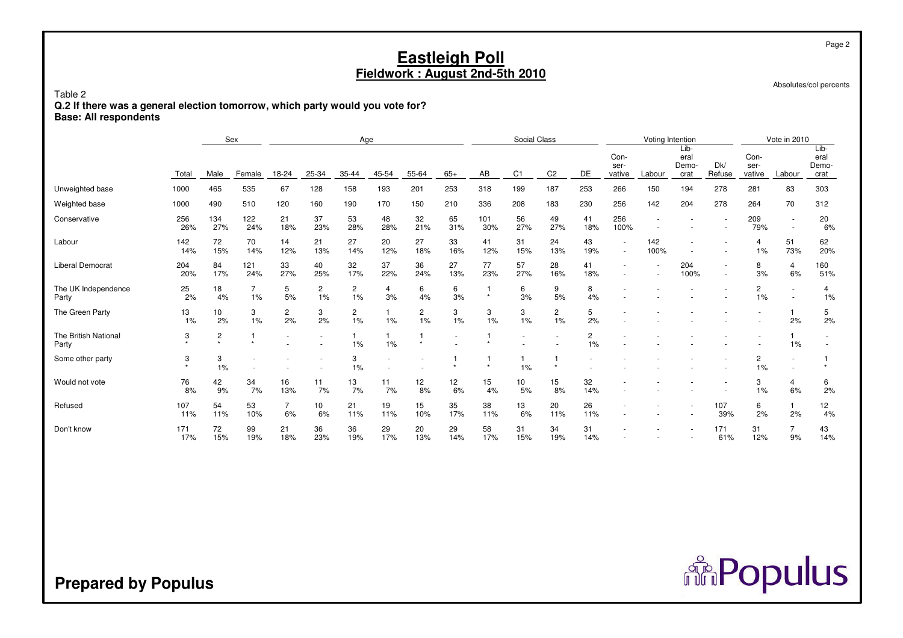# Eastleigh Poll

**Fieldwork : August 2nd-5th 2010**

Absolutes/col percents

Table 2

**Q.2 If there was a general election tomorrow, which party would you vote for?**

**Base: All respondents**

| | | Sex | | Age | | | | | | Social Class | | | | Voting Intention | | | | Vote in 2010 | | |
|---|---|---|---|---|---|---|---|---|---|---|---|---|---|---|---|---|---|---|---|---|
| | Total | Male | Female | 18-24 | 25-34 | 35-44 | 45-54 | 55-64 | 65+ | AB | C1 | C2 | DE | Con-ser-vative | Labour | Lib-eral Demo-crat | Dk/ Refuse | Con-ser-vative | Labour | Lib-eral Demo-crat |
| Unweighted base | 1000 | 465 | 535 | 67 | 128 | 158 | 193 | 201 | 253 | 318 | 199 | 187 | 253 | 266 | 150 | 194 | 278 | 281 | 83 | 303 |
| Weighted base | 1000 | 490 | 510 | 120 | 160 | 190 | 170 | 150 | 210 | 336 | 208 | 183 | 230 | 256 | 142 | 204 | 278 | 264 | 70 | 312 |
| Conservative | 256<br>26% | 134<br>27% | 122<br>24% | 21<br>18% | 37<br>23% | 53<br>28% | 48<br>28% | 32<br>21% | 65<br>31% | 101<br>30% | 56<br>27% | 49<br>27% | 41<br>18% | 256<br>100% | -<br>- | -<br>- | -<br>- | 209<br>79% | -<br>- | 20<br>6% |
| Labour | 142<br>14% | 72<br>15% | 70<br>14% | 14<br>12% | 21<br>13% | 27<br>14% | 20<br>12% | 27<br>18% | 33<br>16% | 41<br>12% | 31<br>15% | 24<br>13% | 43<br>19% | -<br>- | 142<br>100% | -<br>- | -<br>- | 4<br>1% | 51<br>73% | 62<br>20% |
| Liberal Democrat | 204<br>20% | 84<br>17% | 121<br>24% | 33<br>27% | 40<br>25% | 32<br>17% | 37<br>22% | 36<br>24% | 27<br>13% | 77<br>23% | 57<br>27% | 28<br>16% | 41<br>18% | -<br>- | -<br>- | 204<br>100% | -<br>- | 8<br>3% | 4<br>6% | 160<br>51% |
| The UK Independence Party | 25<br>2% | 18<br>4% | 7<br>1% | 5<br>5% | 2<br>1% | 2<br>1% | 4<br>3% | 6<br>4% | 6<br>3% | 1<br>* | 6<br>3% | 9<br>5% | 8<br>4% | -<br>- | -<br>- | -<br>- | -<br>- | 2<br>1% | -<br>- | 4<br>1% |
| The Green Party | 13<br>1% | 10<br>2% | 3<br>1% | 2<br>2% | 3<br>2% | 2<br>1% | 1<br>1% | 2<br>1% | 3<br>1% | 3<br>1% | 3<br>1% | 2<br>1% | 5<br>2% | -<br>- | -<br>- | -<br>- | -<br>- | -<br>- | 1<br>2% | 5<br>2% |
| The British National Party | 3<br>* | 2<br>* | 1<br>* | -<br>- | -<br>- | 1<br>1% | 1<br>1% | 1<br>* | -<br>- | 1<br>* | -<br>- | -<br>- | 2<br>1% | -<br>- | -<br>- | -<br>- | -<br>- | -<br>- | 1<br>1% | -<br>- |
| Some other party | 3<br>* | 3<br>1% | -<br>- | -<br>- | -<br>- | 3<br>1% | -<br>- | -<br>- | 1<br>* | 1<br>* | 1<br>1% | 1<br>* | -<br>- | -<br>- | -<br>- | -<br>- | -<br>- | 2<br>1% | -<br>- | 1<br>* |
| Would not vote | 76<br>8% | 42<br>9% | 34<br>7% | 16<br>13% | 11<br>7% | 13<br>7% | 11<br>7% | 12<br>8% | 12<br>6% | 15<br>4% | 10<br>5% | 15<br>8% | 32<br>14% | -<br>- | -<br>- | -<br>- | -<br>- | 3<br>1% | 4<br>6% | 6<br>2% |
| Refused | 107<br>11% | 54<br>11% | 53<br>10% | 7<br>6% | 10<br>6% | 21<br>11% | 19<br>11% | 15<br>10% | 35<br>17% | 38<br>11% | 13<br>6% | 20<br>11% | 26<br>11% | -<br>- | -<br>- | -<br>- | 107<br>39% | 6<br>2% | 1<br>2% | 12<br>4% |
| Don't know | 171<br>17% | 72<br>15% | 99<br>19% | 21<br>18% | 36<br>23% | 36<br>19% | 29<br>17% | 20<br>13% | 29<br>14% | 58<br>17% | 31<br>15% | 34<br>19% | 31<br>14% | -<br>- | -<br>- | -<br>- | 171<br>61% | 31<br>12% | 7<br>9% | 43<br>14% |

**Prepared by Populus**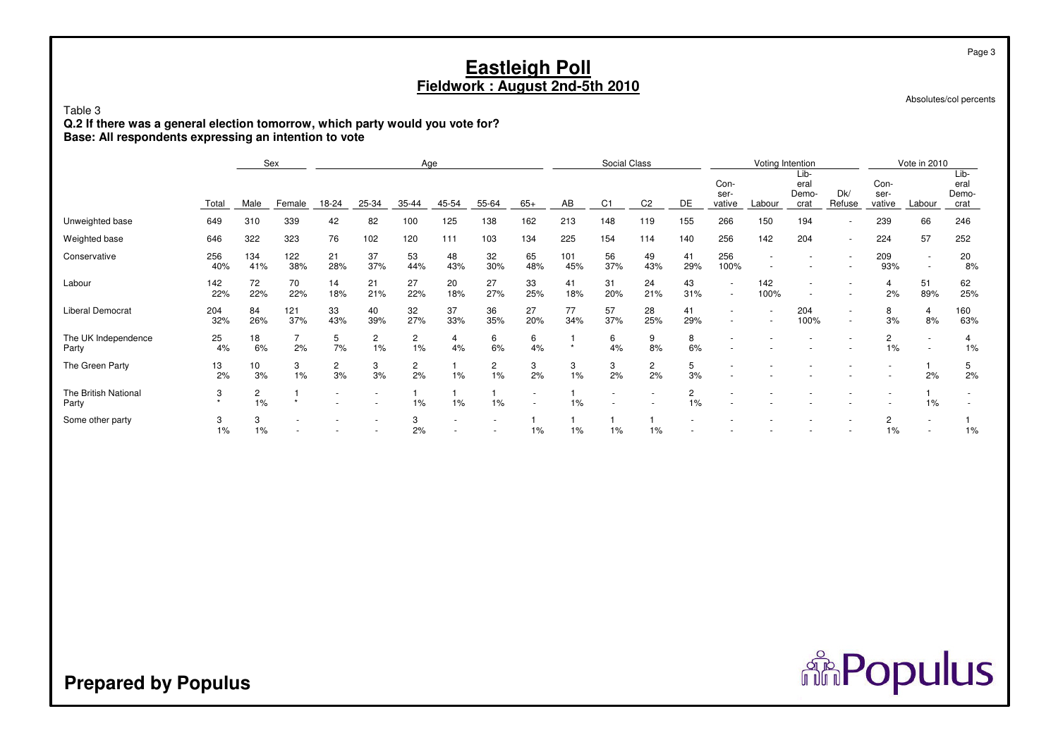# Eastleigh Poll
## Fieldwork : August 2nd-5th 2010

Absolutes/col percents

Table 3
**Q.2 If there was a general election tomorrow, which party would you vote for?**
**Base: All respondents expressing an intention to vote**

| | | Sex | | Age | | | | | | Social Class | | | | Voting Intention | | | | Vote in 2010 | | |
|---|---|---|---|---|---|---|---|---|---|---|---|---|---|---|---|---|---|---|---|---|
| | Total | Male | Female | 18-24 | 25-34 | 35-44 | 45-54 | 55-64 | 65+ | AB | C1 | C2 | DE | Con-ser-vative | Labour | Lib-eral Demo-crat | Dk/ Refuse | Con-ser-vative | Labour | Lib-eral Demo-crat |
| Unweighted base | 649 | 310 | 339 | 42 | 82 | 100 | 125 | 138 | 162 | 213 | 148 | 119 | 155 | 266 | 150 | 194 | - | 239 | 66 | 246 |
| Weighted base | 646 | 322 | 323 | 76 | 102 | 120 | 111 | 103 | 134 | 225 | 154 | 114 | 140 | 256 | 142 | 204 | - | 224 | 57 | 252 |
| Conservative | 256 | 134 | 122 | 21 | 37 | 53 | 48 | 32 | 65 | 101 | 56 | 49 | 41 | 256 | - | - | - | 209 | - | 20 |
| | 40% | 41% | 38% | 28% | 37% | 44% | 43% | 30% | 48% | 45% | 37% | 43% | 29% | 100% | - | - | - | 93% | - | 8% |
| Labour | 142 | 72 | 70 | 14 | 21 | 27 | 20 | 27 | 33 | 41 | 31 | 24 | 43 | - | 142 | - | - | 4 | 51 | 62 |
| | 22% | 22% | 22% | 18% | 21% | 22% | 18% | 27% | 25% | 18% | 20% | 21% | 31% | - | 100% | - | - | 2% | 89% | 25% |
| Liberal Democrat | 204 | 84 | 121 | 33 | 40 | 32 | 37 | 36 | 27 | 77 | 57 | 28 | 41 | - | - | 204 | - | 8 | 4 | 160 |
| | 32% | 26% | 37% | 43% | 39% | 27% | 33% | 35% | 20% | 34% | 37% | 25% | 29% | - | - | 100% | - | 3% | 8% | 63% |
| The UK Independence Party | 25 | 18 | 7 | 5 | 2 | 2 | 4 | 6 | 6 | 1 | 6 | 9 | 8 | - | - | - | - | 2 | - | 4 |
| | 4% | 6% | 2% | 7% | 1% | 1% | 4% | 6% | 4% | * | 4% | 8% | 6% | - | - | - | - | 1% | - | 1% |
| The Green Party | 13 | 10 | 3 | 2 | 3 | 2 | 1 | 2 | 3 | 3 | 3 | 2 | 5 | - | - | - | - | - | 1 | 5 |
| | 2% | 3% | 1% | 3% | 3% | 2% | 1% | 1% | 2% | 1% | 2% | 2% | 3% | - | - | - | - | - | 2% | 2% |
| The British National Party | 3 | 2 | 1 | - | - | 1 | 1 | 1 | - | 1 | - | - | 2 | - | - | - | - | - | 1 | - |
| | * | 1% | * | - | - | 1% | 1% | 1% | - | 1% | - | - | 1% | - | - | - | - | - | 1% | - |
| Some other party | 3 | 3 | - | - | - | 3 | - | - | 1 | 1 | 1 | 1 | - | - | - | - | - | 2 | - | 1 |
| | 1% | 1% | - | - | - | 2% | - | - | 1% | 1% | 1% | 1% | - | - | - | - | - | 1% | - | 1% |

**Prepared by Populus**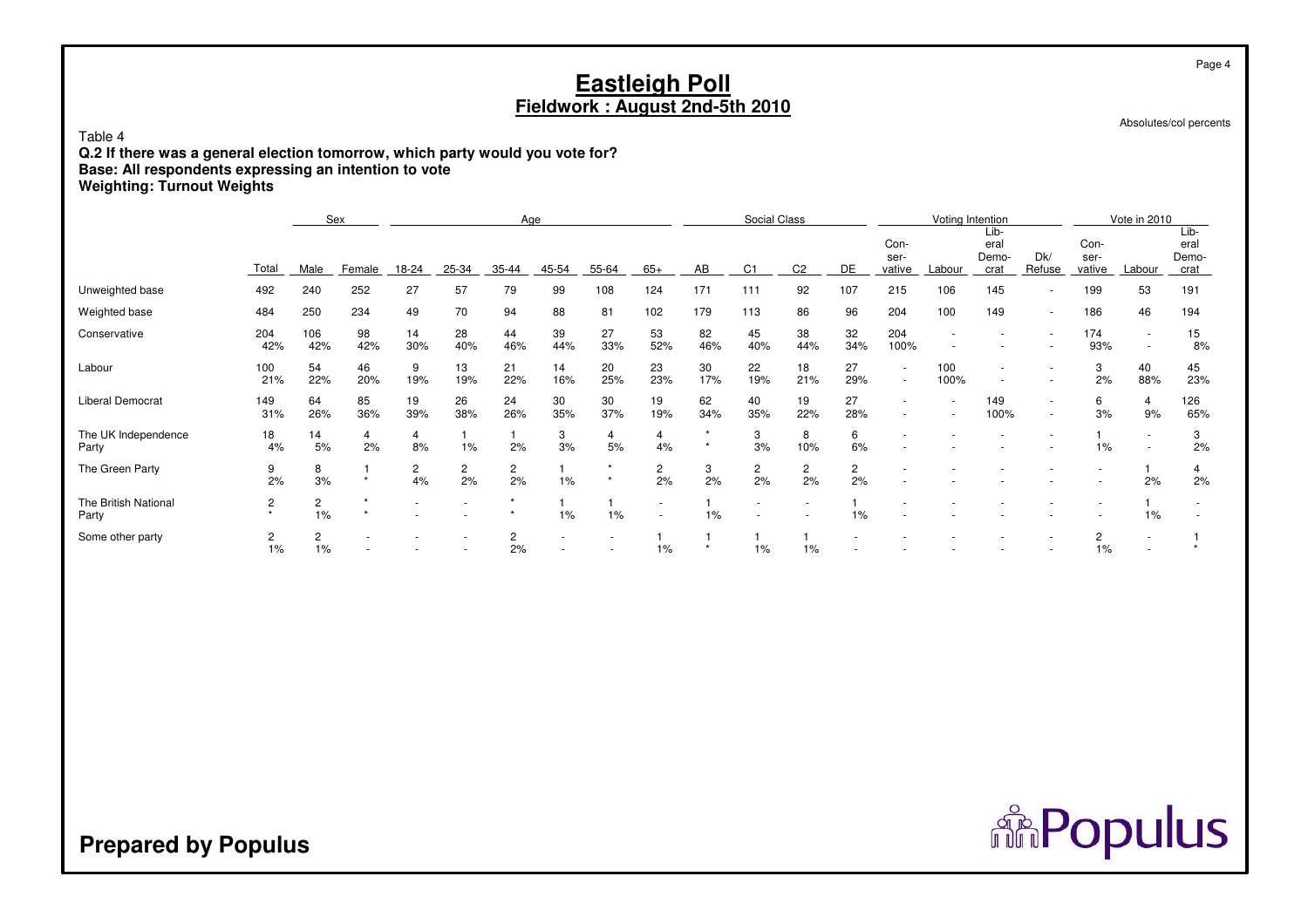# Eastleigh Poll
## Fieldwork : August 2nd-5th 2010

Absolutes/col percents

Table 4
**Q.2 If there was a general election tomorrow, which party would you vote for?**
**Base: All respondents expressing an intention to vote**
**Weighting: Turnout Weights**

| | | Sex | | Age | | | | | | Social Class | | | | Voting Intention | | | | Vote in 2010 | | |
|---|---|---|---|---|---|---|---|---|---|---|---|---|---|---|---|---|---|---|---|---|
| | Total | Male | Female | 18-24 | 25-34 | 35-44 | 45-54 | 55-64 | 65+ | AB | C1 | C2 | DE | Con-ser-vative | Labour | Lib-eral Demo-crat | Dk/ Refuse | Con-ser-vative | Labour | Lib-eral Demo-crat |
| Unweighted base | 492 | 240 | 252 | 27 | 57 | 79 | 99 | 108 | 124 | 171 | 111 | 92 | 107 | 215 | 106 | 145 | - | 199 | 53 | 191 |
| Weighted base | 484 | 250 | 234 | 49 | 70 | 94 | 88 | 81 | 102 | 179 | 113 | 86 | 96 | 204 | 100 | 149 | - | 186 | 46 | 194 |
| Conservative | 204 | 106 | 98 | 14 | 28 | 44 | 39 | 27 | 53 | 82 | 45 | 38 | 32 | 204 | - | - | - | 174 | - | 15 |
| | 42% | 42% | 42% | 30% | 40% | 46% | 44% | 33% | 52% | 46% | 40% | 44% | 34% | 100% | - | - | - | 93% | - | 8% |
| Labour | 100 | 54 | 46 | 9 | 13 | 21 | 14 | 20 | 23 | 30 | 22 | 18 | 27 | - | 100 | - | - | 3 | 40 | 45 |
| | 21% | 22% | 20% | 19% | 19% | 22% | 16% | 25% | 23% | 17% | 19% | 21% | 29% | - | 100% | - | - | 2% | 88% | 23% |
| Liberal Democrat | 149 | 64 | 85 | 19 | 26 | 24 | 30 | 30 | 19 | 62 | 40 | 19 | 27 | - | - | 149 | - | 6 | 4 | 126 |
| | 31% | 26% | 36% | 39% | 38% | 26% | 35% | 37% | 19% | 34% | 35% | 22% | 28% | - | - | 100% | - | 3% | 9% | 65% |
| The UK Independence Party | 18 | 14 | 4 | 4 | 1 | 1 | 3 | 4 | 4 | * | 3 | 8 | 6 | - | - | - | - | 1 | - | 3 |
| | 4% | 5% | 2% | 8% | 1% | 2% | 3% | 5% | 4% | * | 3% | 10% | 6% | - | - | - | - | 1% | - | 2% |
| The Green Party | 9 | 8 | 1 | 2 | 2 | 2 | 1 | * | 2 | 3 | 2 | 2 | 2 | - | - | - | - | - | 1 | 4 |
| | 2% | 3% | * | 4% | 2% | 2% | 1% | * | 2% | 2% | 2% | 2% | 2% | - | - | - | - | - | 2% | 2% |
| The British National Party | 2 | 2 | * | - | - | * | 1 | 1 | - | 1 | - | - | 1 | - | - | - | - | - | 1 | - |
| | * | 1% | * | - | - | * | 1% | 1% | - | 1% | - | - | 1% | - | - | - | - | - | 1% | - |
| Some other party | 2 | 2 | - | - | - | 2 | - | - | 1 | 1 | 1 | 1 | - | - | - | - | - | 2 | - | 1 |
| | 1% | 1% | - | - | - | 2% | - | - | 1% | * | 1% | 1% | - | - | - | - | - | 1% | - | * |

**Prepared by Populus**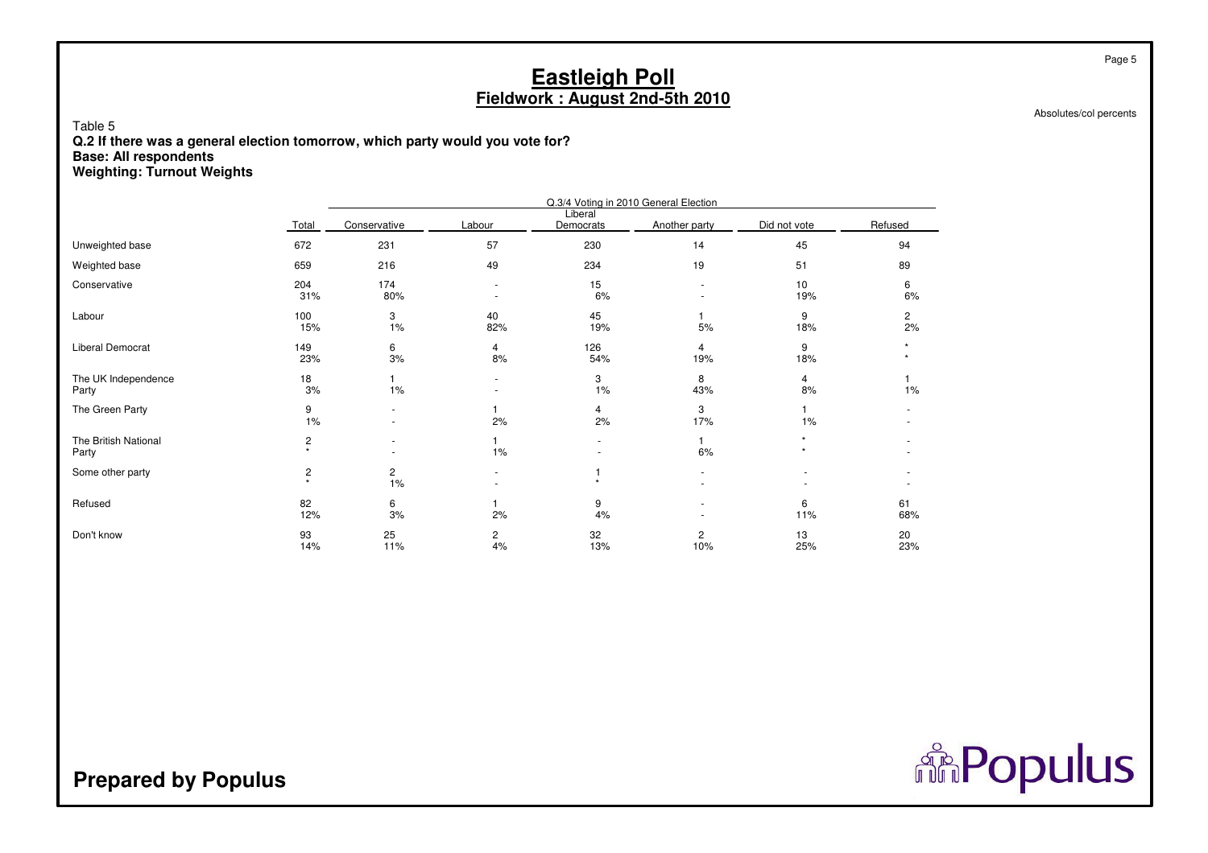# Eastleigh Poll
## Fieldwork : August 2nd-5th 2010

Absolutes/col percents

Table 5
**Q.2 If there was a general election tomorrow, which party would you vote for?**
**Base: All respondents**
**Weighting: Turnout Weights**

| | | Q.3/4 Voting in 2010 General Election | | | | | |
|---|---|---|---|---|---|---|---|
| | Total | Conservative | Labour | Liberal Democrats | Another party | Did not vote | Refused |
| Unweighted base | 672 | 231 | 57 | 230 | 14 | 45 | 94 |
| Weighted base | 659 | 216 | 49 | 234 | 19 | 51 | 89 |
| Conservative | 204<br>31% | 174<br>80% | -<br>- | 15<br>6% | -<br>- | 10<br>19% | 6<br>6% |
| Labour | 100<br>15% | 3<br>1% | 40<br>82% | 45<br>19% | 1<br>5% | 9<br>18% | 2<br>2% |
| Liberal Democrat | 149<br>23% | 6<br>3% | 4<br>8% | 126<br>54% | 4<br>19% | 9<br>18% | *<br>* |
| The UK Independence Party | 18<br>3% | 1<br>1% | -<br>- | 3<br>1% | 8<br>43% | 4<br>8% | 1<br>1% |
| The Green Party | 9<br>1% | -<br>- | 1<br>2% | 4<br>2% | 3<br>17% | 1<br>1% | -<br>- |
| The British National Party | 2<br>* | -<br>- | 1<br>1% | -<br>- | 1<br>6% | *<br>* | -<br>- |
| Some other party | 2<br>* | 2<br>1% | -<br>- | 1<br>* | -<br>- | -<br>- | -<br>- |
| Refused | 82<br>12% | 6<br>3% | 1<br>2% | 9<br>4% | -<br>- | 6<br>11% | 61<br>68% |
| Don't know | 93<br>14% | 25<br>11% | 2<br>4% | 32<br>13% | 2<br>10% | 13<br>25% | 20<br>23% |

**Prepared by Populus**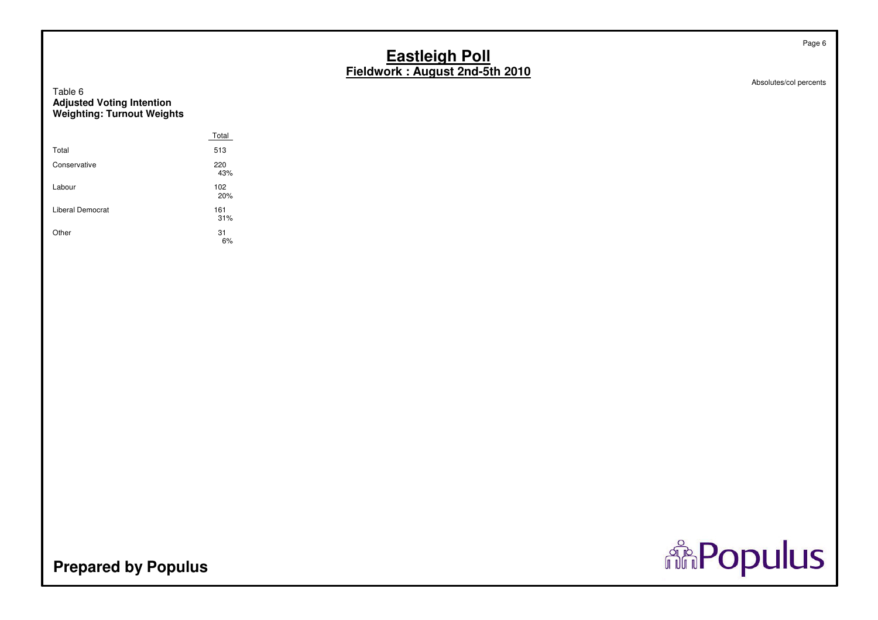# Eastleigh Poll
## Fieldwork : August 2nd-5th 2010

Absolutes/col percents

Table 6
**Adjusted Voting Intention**
**Weighting: Turnout Weights**

| | Total |
|---|---|
| Total | 513 |
| Conservative | 220<br>43% |
| Labour | 102<br>20% |
| Liberal Democrat | 161<br>31% |
| Other | 31<br>6% |

**Prepared by Populus**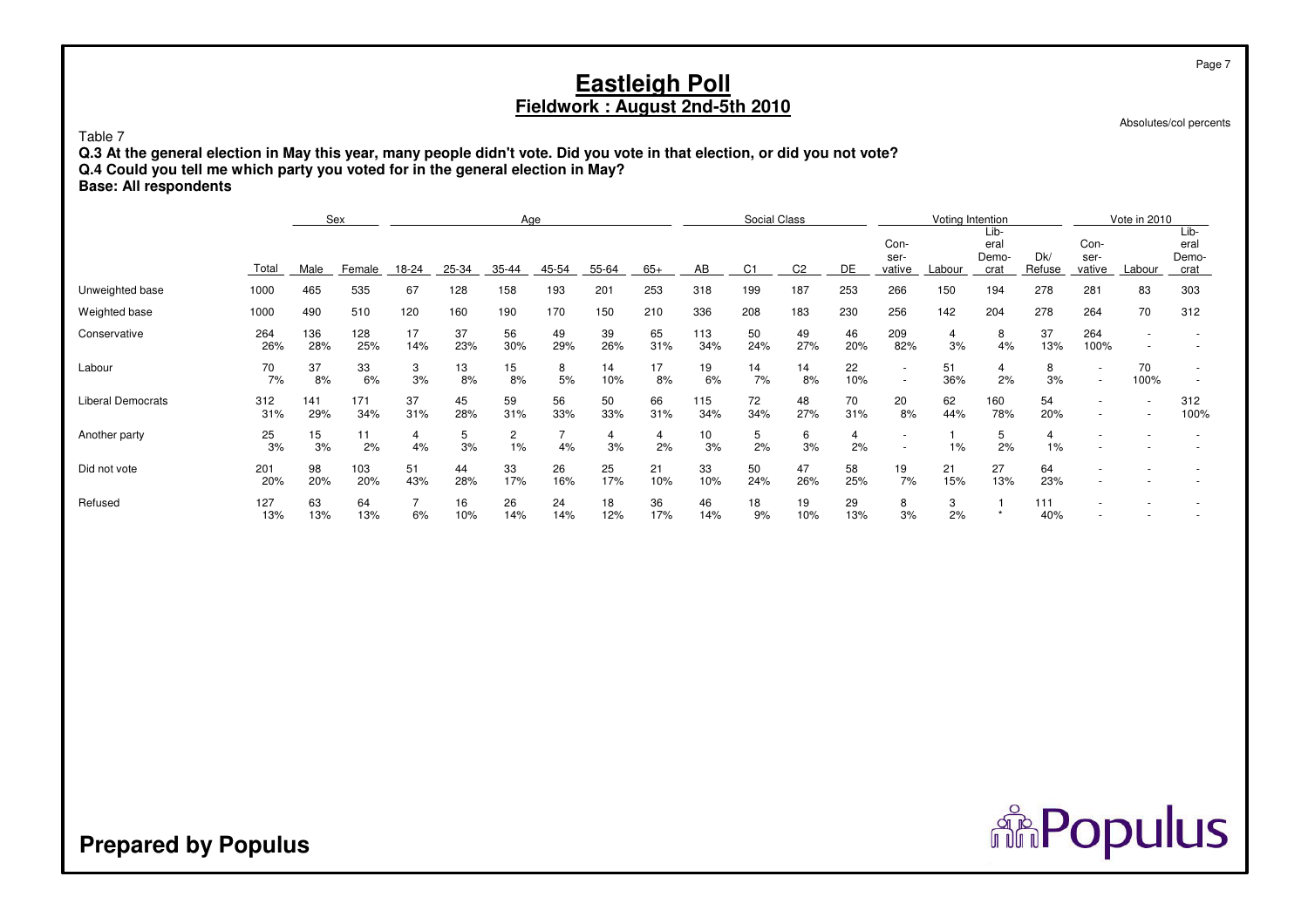# Eastleigh Poll
## Fieldwork : August 2nd-5th 2010

Absolutes/col percents

Table 7

**Q.3 At the general election in May this year, many people didn't vote. Did you vote in that election, or did you not vote?**
**Q.4 Could you tell me which party you voted for in the general election in May?**
**Base: All respondents**

| | | Sex | | Age | | | | | | Social Class | | | | Voting Intention | | | | Vote in 2010 | | |
|---|---|---|---|---|---|---|---|---|---|---|---|---|---|---|---|---|---|---|---|---|
| | Total | Male | Female | 18-24 | 25-34 | 35-44 | 45-54 | 55-64 | 65+ | AB | C1 | C2 | DE | Con-ser-vative | Labour | Lib-eral Demo-crat | Dk/ Refuse | Con-ser-vative | Labour | Lib-eral Demo-crat |
| Unweighted base | 1000 | 465 | 535 | 67 | 128 | 158 | 193 | 201 | 253 | 318 | 199 | 187 | 253 | 266 | 150 | 194 | 278 | 281 | 83 | 303 |
| Weighted base | 1000 | 490 | 510 | 120 | 160 | 190 | 170 | 150 | 210 | 336 | 208 | 183 | 230 | 256 | 142 | 204 | 278 | 264 | 70 | 312 |
| Conservative | 264 | 136 | 128 | 17 | 37 | 56 | 49 | 39 | 65 | 113 | 50 | 49 | 46 | 209 | 4 | 8 | 37 | 264 | - | - |
| | 26% | 28% | 25% | 14% | 23% | 30% | 29% | 26% | 31% | 34% | 24% | 27% | 20% | 82% | 3% | 4% | 13% | 100% | - | - |
| Labour | 70 | 37 | 33 | 3 | 13 | 15 | 8 | 14 | 17 | 19 | 14 | 14 | 22 | - | 51 | 4 | 8 | - | 70 | - |
| | 7% | 8% | 6% | 3% | 8% | 8% | 5% | 10% | 8% | 6% | 7% | 8% | 10% | - | 36% | 2% | 3% | - | 100% | - |
| Liberal Democrats | 312 | 141 | 171 | 37 | 45 | 59 | 56 | 50 | 66 | 115 | 72 | 48 | 70 | 20 | 62 | 160 | 54 | - | - | 312 |
| | 31% | 29% | 34% | 31% | 28% | 31% | 33% | 33% | 31% | 34% | 34% | 27% | 31% | 8% | 44% | 78% | 20% | - | - | 100% |
| Another party | 25 | 15 | 11 | 4 | 5 | 2 | 7 | 4 | 4 | 10 | 5 | 6 | 4 | - | 1 | 5 | 4 | - | - | - |
| | 3% | 3% | 2% | 4% | 3% | 1% | 4% | 3% | 2% | 3% | 2% | 3% | 2% | - | 1% | 2% | 1% | - | - | - |
| Did not vote | 201 | 98 | 103 | 51 | 44 | 33 | 26 | 25 | 21 | 33 | 50 | 47 | 58 | 19 | 21 | 27 | 64 | - | - | - |
| | 20% | 20% | 20% | 43% | 28% | 17% | 16% | 17% | 10% | 10% | 24% | 26% | 25% | 7% | 15% | 13% | 23% | - | - | - |
| Refused | 127 | 63 | 64 | 7 | 16 | 26 | 24 | 18 | 36 | 46 | 18 | 19 | 29 | 8 | 3 | 1 | 111 | - | - | - |
| | 13% | 13% | 13% | 6% | 10% | 14% | 14% | 12% | 17% | 14% | 9% | 10% | 13% | 3% | 2% | * | 40% | - | - | - |

**Prepared by Populus**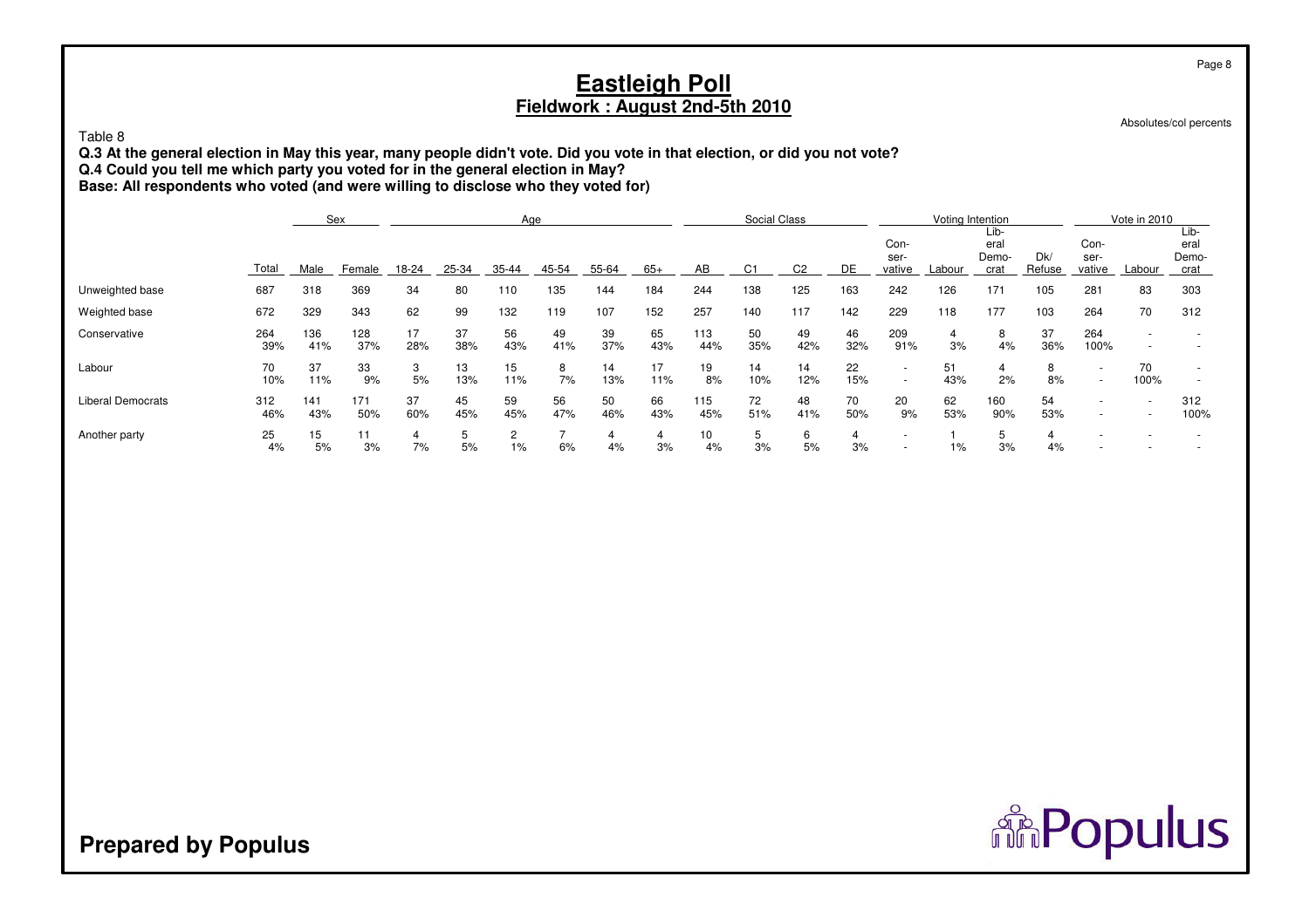# Eastleigh Poll

## Fieldwork : August 2nd-5th 2010

Absolutes/col percents

Table 8

**Q.3 At the general election in May this year, many people didn't vote. Did you vote in that election, or did you not vote?**
**Q.4 Could you tell me which party you voted for in the general election in May?**
**Base: All respondents who voted (and were willing to disclose who they voted for)**

| | | Sex | | Age | | | | | | Social Class | | | | Voting Intention | | | | Vote in 2010 | | |
|---|---|---|---|---|---|---|---|---|---|---|---|---|---|---|---|---|---|---|---|---|
| | Total | Male | Female | 18-24 | 25-34 | 35-44 | 45-54 | 55-64 | 65+ | AB | C1 | C2 | DE | Con-ser-vative | Labour | Lib-eral Demo-crat | Dk/ Refuse | Con-ser-vative | Labour | Lib-eral Demo-crat |
| Unweighted base | 687 | 318 | 369 | 34 | 80 | 110 | 135 | 144 | 184 | 244 | 138 | 125 | 163 | 242 | 126 | 171 | 105 | 281 | 83 | 303 |
| Weighted base | 672 | 329 | 343 | 62 | 99 | 132 | 119 | 107 | 152 | 257 | 140 | 117 | 142 | 229 | 118 | 177 | 103 | 264 | 70 | 312 |
| Conservative | 264 | 136 | 128 | 17 | 37 | 56 | 49 | 39 | 65 | 113 | 50 | 49 | 46 | 209 | 4 | 8 | 37 | 264 | - | - |
| | 39% | 41% | 37% | 28% | 38% | 43% | 41% | 37% | 43% | 44% | 35% | 42% | 32% | 91% | 3% | 4% | 36% | 100% | - | - |
| Labour | 70 | 37 | 33 | 3 | 13 | 15 | 8 | 14 | 17 | 19 | 14 | 14 | 22 | - | 51 | 4 | 8 | - | 70 | - |
| | 10% | 11% | 9% | 5% | 13% | 11% | 7% | 13% | 11% | 8% | 10% | 12% | 15% | - | 43% | 2% | 8% | - | 100% | - |
| Liberal Democrats | 312 | 141 | 171 | 37 | 45 | 59 | 56 | 50 | 66 | 115 | 72 | 48 | 70 | 20 | 62 | 160 | 54 | - | - | 312 |
| | 46% | 43% | 50% | 60% | 45% | 45% | 47% | 46% | 43% | 45% | 51% | 41% | 50% | 9% | 53% | 90% | 53% | - | - | 100% |
| Another party | 25 | 15 | 11 | 4 | 5 | 2 | 7 | 4 | 4 | 10 | 5 | 6 | 4 | - | 1 | 5 | 4 | - | - | - |
| | 4% | 5% | 3% | 7% | 5% | 1% | 6% | 4% | 3% | 4% | 3% | 5% | 3% | - | 1% | 3% | 4% | - | - | - |

**Prepared by Populus**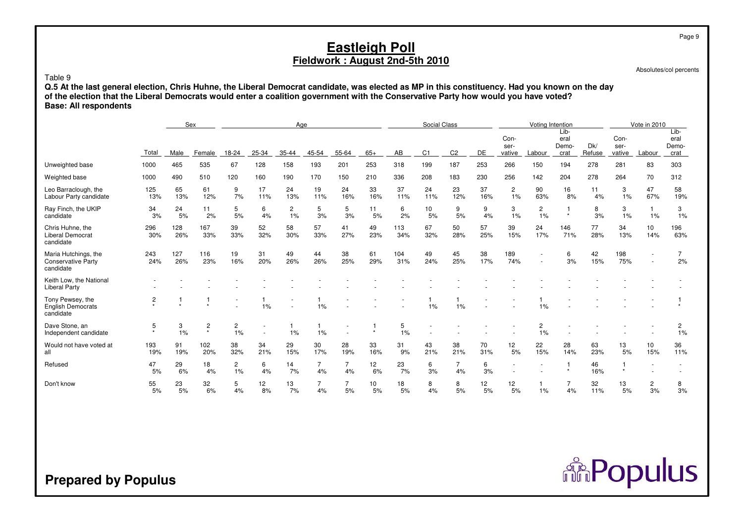# Eastleigh Poll

## Fieldwork : August 2nd-5th 2010

Absolutes/col percents

Table 9

**Q.5 At the last general election, Chris Huhne, the Liberal Democrat candidate, was elected as MP in this constituency. Had you known on the day of the election that the Liberal Democrats would enter a coalition government with the Conservative Party how would you have voted?**
**Base: All respondents**

| | | Sex | | Age | | | | | | Social Class | | | | Voting Intention | | | | Vote in 2010 | | |
|---|---|---|---|---|---|---|---|---|---|---|---|---|---|---|---|---|---|---|---|---|
| | Total | Male | Female | 18-24 | 25-34 | 35-44 | 45-54 | 55-64 | 65+ | AB | C1 | C2 | DE | Con-servative | Labour | Lib-eral Demo-crat | Dk/ Refuse | Con-servative | Labour | Lib-eral Demo-crat |
| Unweighted base | 1000 | 465 | 535 | 67 | 128 | 158 | 193 | 201 | 253 | 318 | 199 | 187 | 253 | 266 | 150 | 194 | 278 | 281 | 83 | 303 |
| Weighted base | 1000 | 490 | 510 | 120 | 160 | 190 | 170 | 150 | 210 | 336 | 208 | 183 | 230 | 256 | 142 | 204 | 278 | 264 | 70 | 312 |
| Leo Barraclough, the Labour Party candidate | 125<br>13% | 65<br>13% | 61<br>12% | 9<br>7% | 17<br>11% | 24<br>13% | 19<br>11% | 24<br>16% | 33<br>16% | 37<br>11% | 24<br>11% | 23<br>12% | 37<br>16% | 2<br>1% | 90<br>63% | 16<br>8% | 11<br>4% | 3<br>1% | 47<br>67% | 58<br>19% |
| Ray Finch, the UKIP candidate | 34<br>3% | 24<br>5% | 11<br>2% | 5<br>5% | 6<br>4% | 2<br>1% | 5<br>3% | 5<br>3% | 11<br>5% | 6<br>2% | 10<br>5% | 9<br>5% | 9<br>4% | 3<br>1% | 2<br>1% | 1<br>* | 8<br>3% | 3<br>1% | 1<br>1% | 3<br>1% |
| Chris Huhne, the Liberal Democrat candidate | 296<br>30% | 128<br>26% | 167<br>33% | 39<br>33% | 52<br>32% | 58<br>30% | 57<br>33% | 41<br>27% | 49<br>23% | 113<br>34% | 67<br>32% | 50<br>28% | 57<br>25% | 39<br>15% | 24<br>17% | 146<br>71% | 77<br>28% | 34<br>13% | 10<br>14% | 196<br>63% |
| Maria Hutchings, the Conservative Party candidate | 243<br>24% | 127<br>26% | 116<br>23% | 19<br>16% | 31<br>20% | 49<br>26% | 44<br>26% | 38<br>25% | 61<br>29% | 104<br>31% | 49<br>24% | 45<br>25% | 38<br>17% | 189<br>74% | -<br>- | 6<br>3% | 42<br>15% | 198<br>75% | -<br>- | 7<br>2% |
| Keith Low, the National Liberal Party | -<br>- | -<br>- | -<br>- | -<br>- | -<br>- | -<br>- | -<br>- | -<br>- | -<br>- | -<br>- | -<br>- | -<br>- | -<br>- | -<br>- | -<br>- | -<br>- | -<br>- | -<br>- | -<br>- | -<br>- |
| Tony Pewsey, the English Democrats candidate | 2<br>* | 1<br>* | 1<br>* | -<br>- | 1<br>1% | -<br>- | 1<br>1% | -<br>- | -<br>- | -<br>- | 1<br>1% | 1<br>1% | -<br>- | -<br>- | 1<br>1% | -<br>- | -<br>- | -<br>- | -<br>- | 1<br>* |
| Dave Stone, an Independent candidate | 5<br>* | 3<br>1% | 2<br>* | 2<br>1% | -<br>- | 1<br>1% | 1<br>1% | -<br>- | 1<br>* | 5<br>1% | -<br>- | -<br>- | -<br>- | -<br>- | 2<br>1% | -<br>- | -<br>- | -<br>- | -<br>- | 2<br>1% |
| Would not have voted at all | 193<br>19% | 91<br>19% | 102<br>20% | 38<br>32% | 34<br>21% | 29<br>15% | 30<br>17% | 28<br>19% | 33<br>16% | 31<br>9% | 43<br>21% | 38<br>21% | 70<br>31% | 12<br>5% | 22<br>15% | 28<br>14% | 63<br>23% | 13<br>5% | 10<br>15% | 36<br>11% |
| Refused | 47<br>5% | 29<br>6% | 18<br>4% | 2<br>1% | 6<br>4% | 14<br>7% | 7<br>4% | 7<br>4% | 12<br>6% | 23<br>7% | 6<br>3% | 7<br>4% | 6<br>3% | -<br>- | -<br>- | 1<br>* | 46<br>16% | 1<br>* | -<br>- | -<br>- |
| Don't know | 55<br>5% | 23<br>5% | 32<br>6% | 5<br>4% | 12<br>8% | 13<br>7% | 7<br>4% | 7<br>5% | 10<br>5% | 18<br>5% | 8<br>4% | 8<br>5% | 12<br>5% | 12<br>5% | 1<br>1% | 7<br>4% | 32<br>11% | 13<br>5% | 2<br>3% | 8<br>3% |

**Prepared by Populus**

Populus